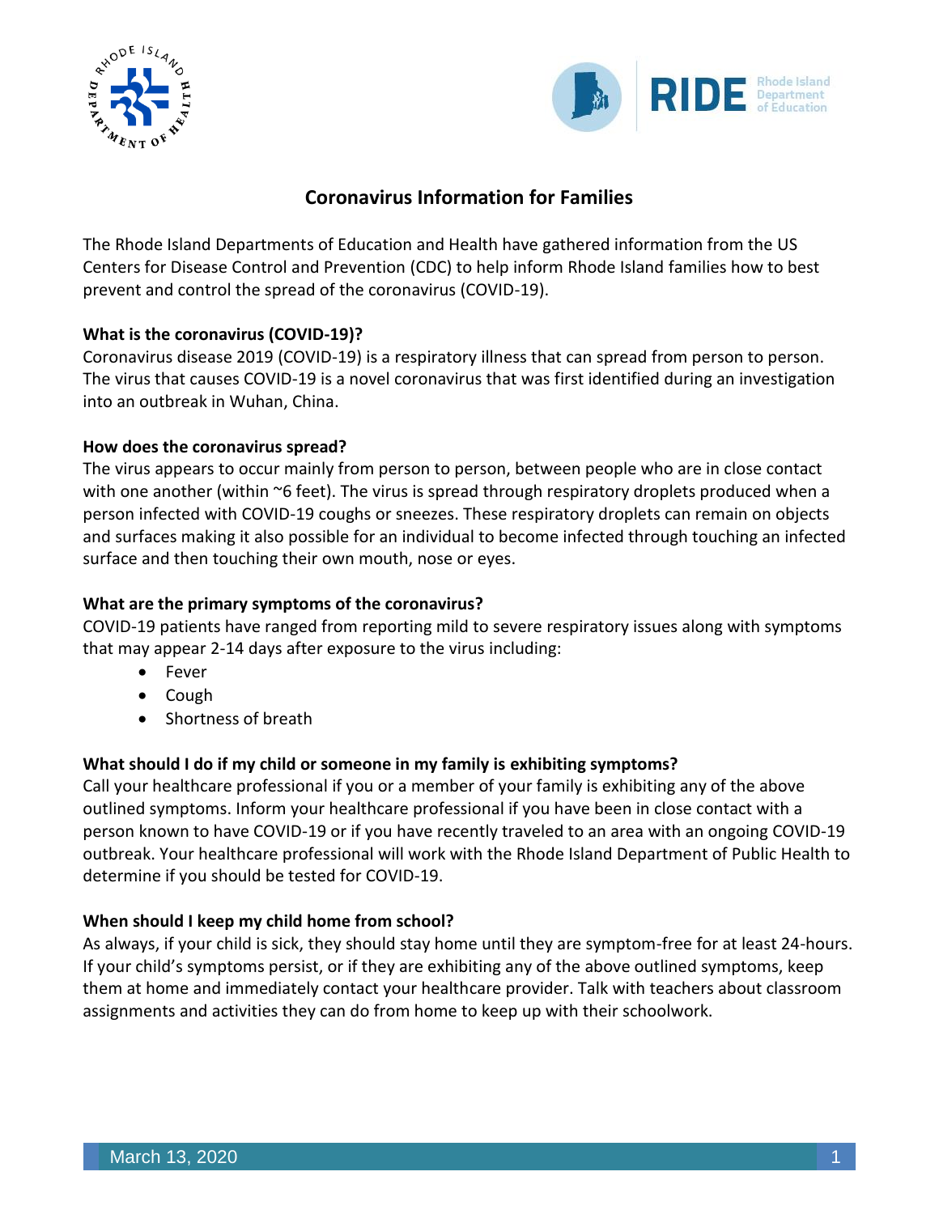# Coronavirus Information for Families

The Rhode Island Departments of Education and Health have gathered information from the US Centers for Disease Control and Prevention (CDC) to help inform Rhode Island families how to best prevent and control the spread of the coronavirus (COVID-19).

**What is the coronavirus (COVID-19)?**
Coronavirus disease 2019 (COVID-19) is a respiratory illness that can spread from person to person. The virus that causes COVID-19 is a novel coronavirus that was first identified during an investigation into an outbreak in Wuhan, China.

**How does the coronavirus spread?**
The virus appears to occur mainly from person to person, between people who are in close contact with one another (within ~6 feet). The virus is spread through respiratory droplets produced when a person infected with COVID-19 coughs or sneezes. These respiratory droplets can remain on objects and surfaces making it also possible for an individual to become infected through touching an infected surface and then touching their own mouth, nose or eyes.

**What are the primary symptoms of the coronavirus?**
COVID-19 patients have ranged from reporting mild to severe respiratory issues along with symptoms that may appear 2-14 days after exposure to the virus including:

- Fever
- Cough
- Shortness of breath

**What should I do if my child or someone in my family is exhibiting symptoms?**
Call your healthcare professional if you or a member of your family is exhibiting any of the above outlined symptoms. Inform your healthcare professional if you have been in close contact with a person known to have COVID-19 or if you have recently traveled to an area with an ongoing COVID-19 outbreak. Your healthcare professional will work with the Rhode Island Department of Public Health to determine if you should be tested for COVID-19.

**When should I keep my child home from school?**
As always, if your child is sick, they should stay home until they are symptom-free for at least 24-hours. If your child's symptoms persist, or if they are exhibiting any of the above outlined symptoms, keep them at home and immediately contact your healthcare provider. Talk with teachers about classroom assignments and activities they can do from home to keep up with their schoolwork.

March 13, 2020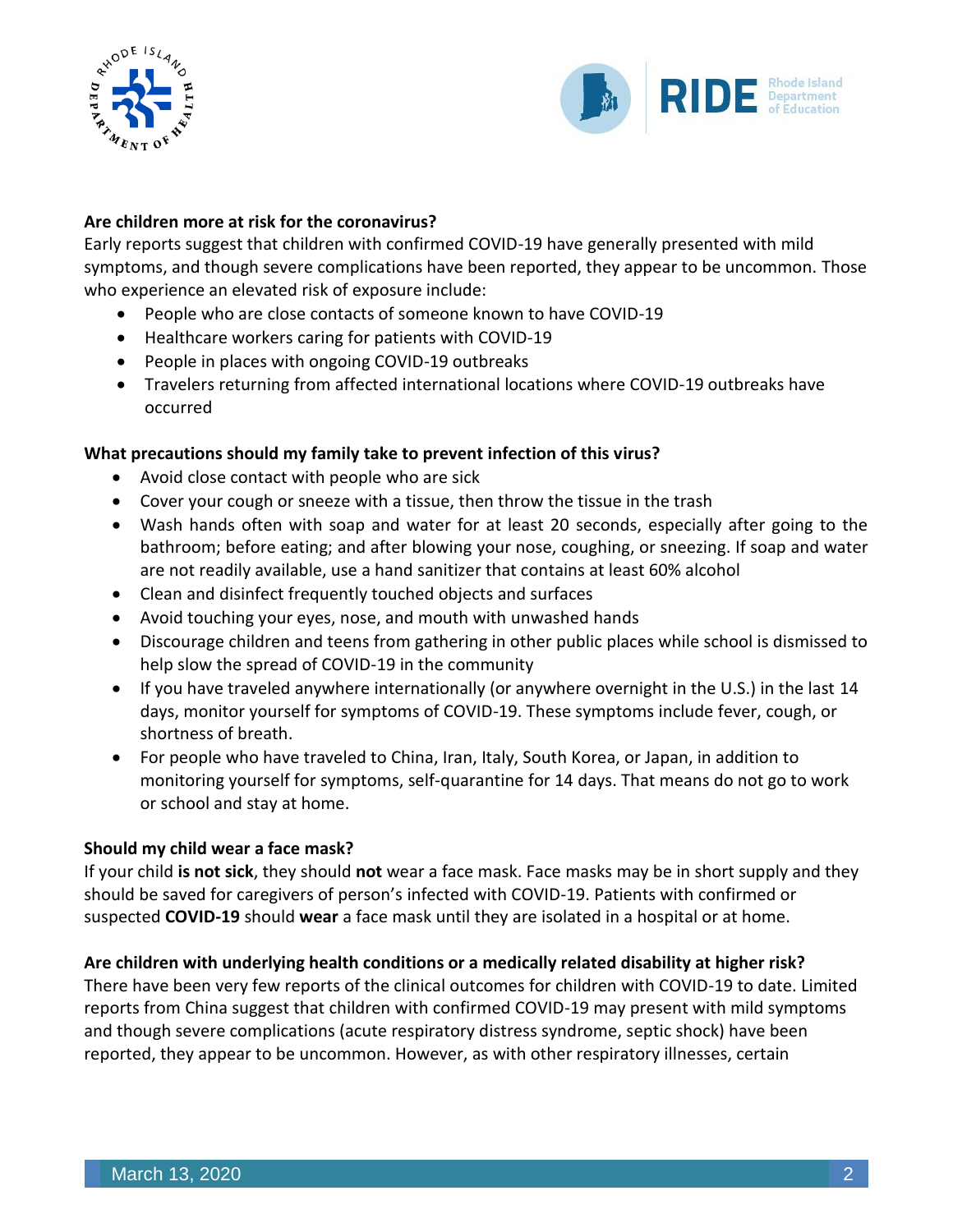**Are children more at risk for the coronavirus?**

Early reports suggest that children with confirmed COVID-19 have generally presented with mild symptoms, and though severe complications have been reported, they appear to be uncommon. Those who experience an elevated risk of exposure include:

- People who are close contacts of someone known to have COVID-19
- Healthcare workers caring for patients with COVID-19
- People in places with ongoing COVID-19 outbreaks
- Travelers returning from affected international locations where COVID-19 outbreaks have occurred

**What precautions should my family take to prevent infection of this virus?**

- Avoid close contact with people who are sick
- Cover your cough or sneeze with a tissue, then throw the tissue in the trash
- Wash hands often with soap and water for at least 20 seconds, especially after going to the bathroom; before eating; and after blowing your nose, coughing, or sneezing. If soap and water are not readily available, use a hand sanitizer that contains at least 60% alcohol
- Clean and disinfect frequently touched objects and surfaces
- Avoid touching your eyes, nose, and mouth with unwashed hands
- Discourage children and teens from gathering in other public places while school is dismissed to help slow the spread of COVID-19 in the community
- If you have traveled anywhere internationally (or anywhere overnight in the U.S.) in the last 14 days, monitor yourself for symptoms of COVID-19. These symptoms include fever, cough, or shortness of breath.
- For people who have traveled to China, Iran, Italy, South Korea, or Japan, in addition to monitoring yourself for symptoms, self-quarantine for 14 days. That means do not go to work or school and stay at home.

**Should my child wear a face mask?**

If your child **is not sick**, they should **not** wear a face mask. Face masks may be in short supply and they should be saved for caregivers of person's infected with COVID-19. Patients with confirmed or suspected **COVID-19** should **wear** a face mask until they are isolated in a hospital or at home.

**Are children with underlying health conditions or a medically related disability at higher risk?**

There have been very few reports of the clinical outcomes for children with COVID-19 to date. Limited reports from China suggest that children with confirmed COVID-19 may present with mild symptoms and though severe complications (acute respiratory distress syndrome, septic shock) have been reported, they appear to be uncommon. However, as with other respiratory illnesses, certain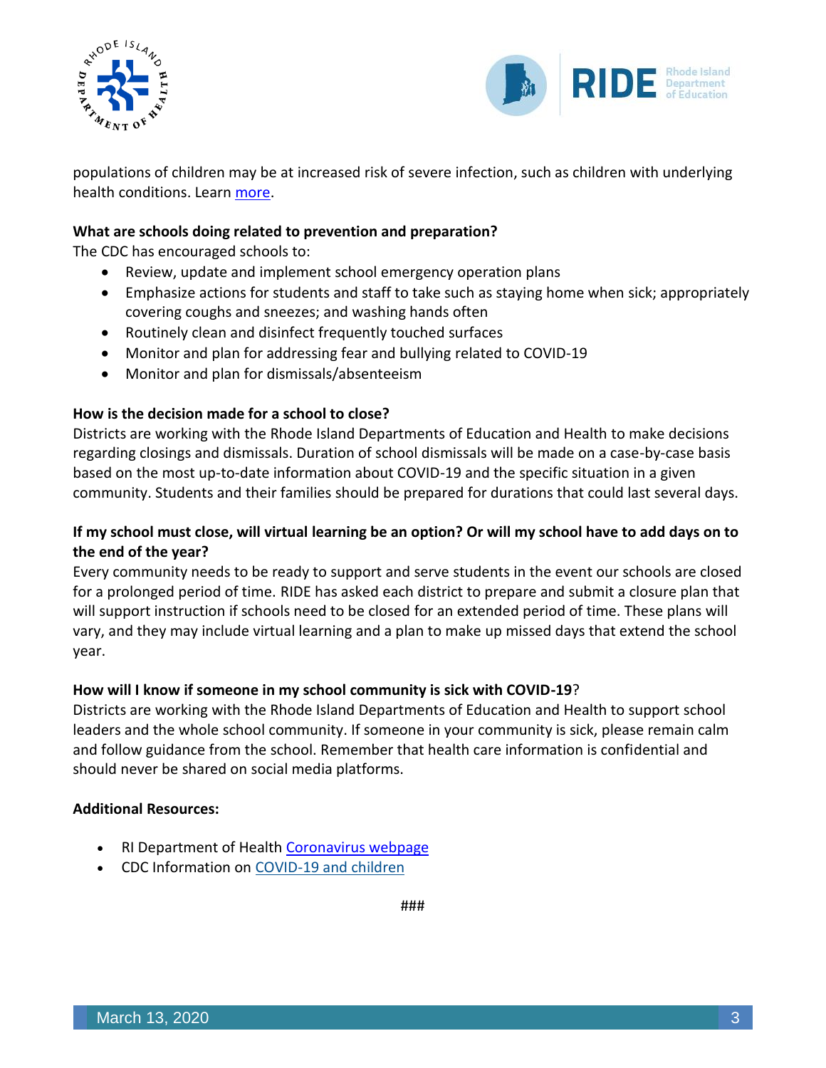populations of children may be at increased risk of severe infection, such as children with underlying health conditions. Learn more.

**What are schools doing related to prevention and preparation?**

The CDC has encouraged schools to:

- Review, update and implement school emergency operation plans
- Emphasize actions for students and staff to take such as staying home when sick; appropriately covering coughs and sneezes; and washing hands often
- Routinely clean and disinfect frequently touched surfaces
- Monitor and plan for addressing fear and bullying related to COVID-19
- Monitor and plan for dismissals/absenteeism

**How is the decision made for a school to close?**

Districts are working with the Rhode Island Departments of Education and Health to make decisions regarding closings and dismissals. Duration of school dismissals will be made on a case-by-case basis based on the most up-to-date information about COVID-19 and the specific situation in a given community. Students and their families should be prepared for durations that could last several days.

**If my school must close, will virtual learning be an option? Or will my school have to add days on to the end of the year?**

Every community needs to be ready to support and serve students in the event our schools are closed for a prolonged period of time. RIDE has asked each district to prepare and submit a closure plan that will support instruction if schools need to be closed for an extended period of time. These plans will vary, and they may include virtual learning and a plan to make up missed days that extend the school year.

**How will I know if someone in my school community is sick with COVID-19**?

Districts are working with the Rhode Island Departments of Education and Health to support school leaders and the whole school community. If someone in your community is sick, please remain calm and follow guidance from the school. Remember that health care information is confidential and should never be shared on social media platforms.

**Additional Resources:**

- RI Department of Health Coronavirus webpage
- CDC Information on COVID-19 and children

###